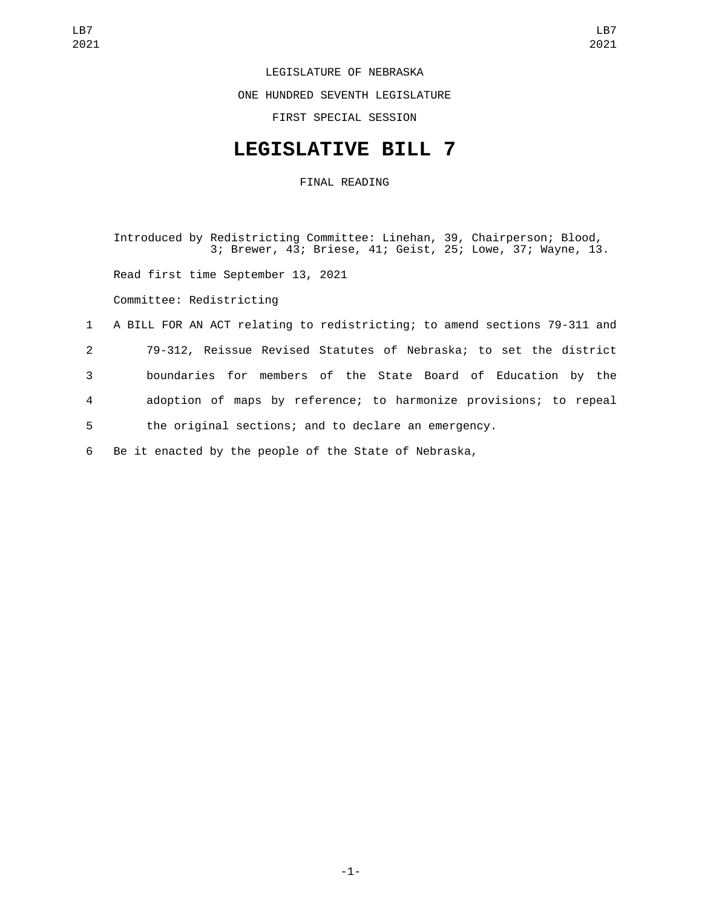LEGISLATURE OF NEBRASKA

ONE HUNDRED SEVENTH LEGISLATURE

FIRST SPECIAL SESSION

# LEGISLATIVE BILL 7

FINAL READING

Introduced by Redistricting Committee: Linehan, 39, Chairperson; Blood, 3; Brewer, 43; Briese, 41; Geist, 25; Lowe, 37; Wayne, 13.

Read first time September 13, 2021

Committee: Redistricting

1 A BILL FOR AN ACT relating to redistricting; to amend sections 79-311 and
2 79-312, Reissue Revised Statutes of Nebraska; to set the district
3 boundaries for members of the State Board of Education by the
4 adoption of maps by reference; to harmonize provisions; to repeal
5 the original sections; and to declare an emergency.

6 Be it enacted by the people of the State of Nebraska,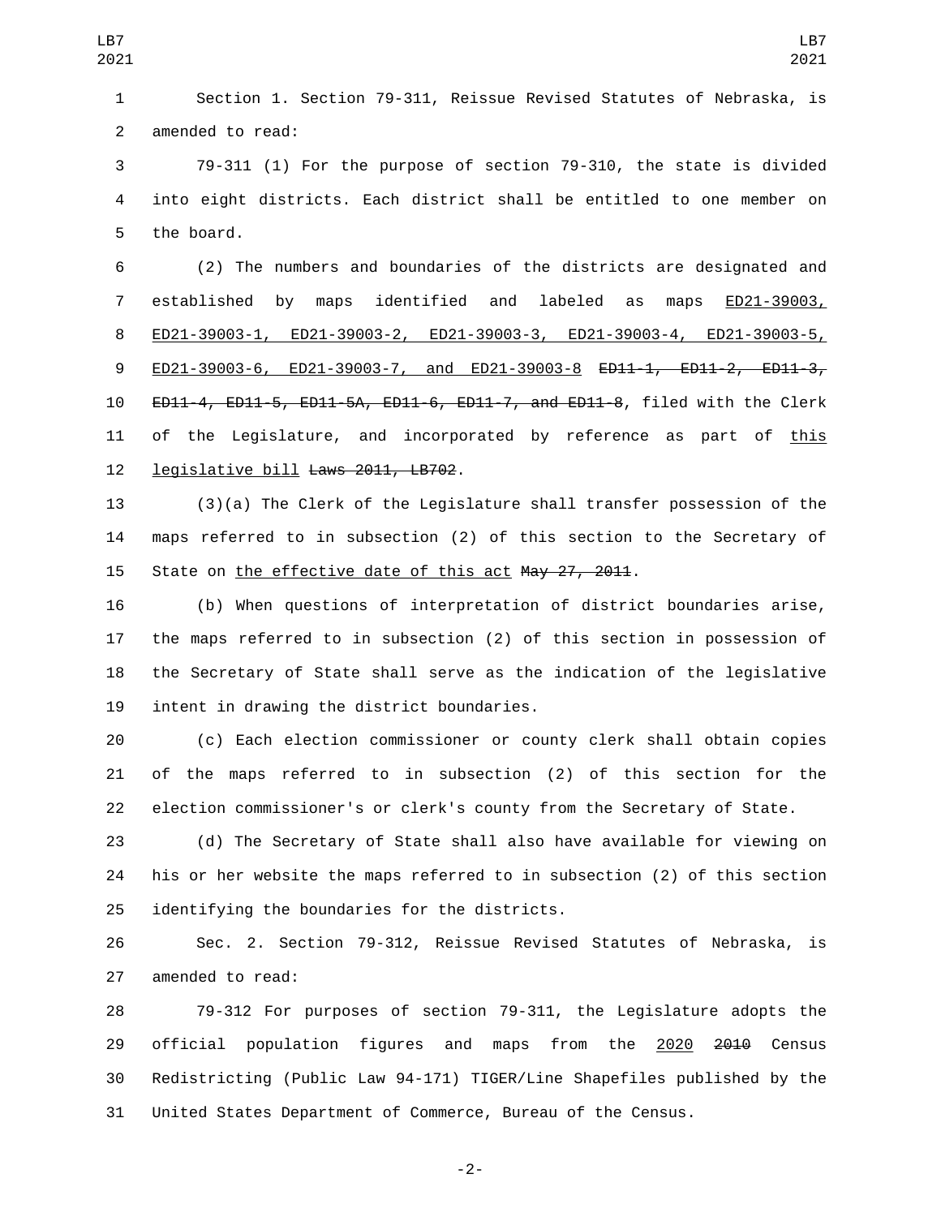Section 1. Section 79-311, Reissue Revised Statutes of Nebraska, is amended to read:

79-311 (1) For the purpose of section 79-310, the state is divided into eight districts. Each district shall be entitled to one member on the board.

(2) The numbers and boundaries of the districts are designated and established by maps identified and labeled as maps ED21-39003, ED21-39003-1, ED21-39003-2, ED21-39003-3, ED21-39003-4, ED21-39003-5, ED21-39003-6, ED21-39003-7, and ED21-39003-8 ~~ED11-1, ED11-2, ED11-3, ED11-4, ED11-5, ED11-5A, ED11-6, ED11-7, and ED11-8~~, filed with the Clerk of the Legislature, and incorporated by reference as part of this legislative bill ~~Laws 2011, LB702~~.

(3)(a) The Clerk of the Legislature shall transfer possession of the maps referred to in subsection (2) of this section to the Secretary of State on the effective date of this act ~~May 27, 2011~~.

(b) When questions of interpretation of district boundaries arise, the maps referred to in subsection (2) of this section in possession of the Secretary of State shall serve as the indication of the legislative intent in drawing the district boundaries.

(c) Each election commissioner or county clerk shall obtain copies of the maps referred to in subsection (2) of this section for the election commissioner's or clerk's county from the Secretary of State.

(d) The Secretary of State shall also have available for viewing on his or her website the maps referred to in subsection (2) of this section identifying the boundaries for the districts.

Sec. 2. Section 79-312, Reissue Revised Statutes of Nebraska, is amended to read:

79-312 For purposes of section 79-311, the Legislature adopts the official population figures and maps from the 2020 ~~2010~~ Census Redistricting (Public Law 94-171) TIGER/Line Shapefiles published by the United States Department of Commerce, Bureau of the Census.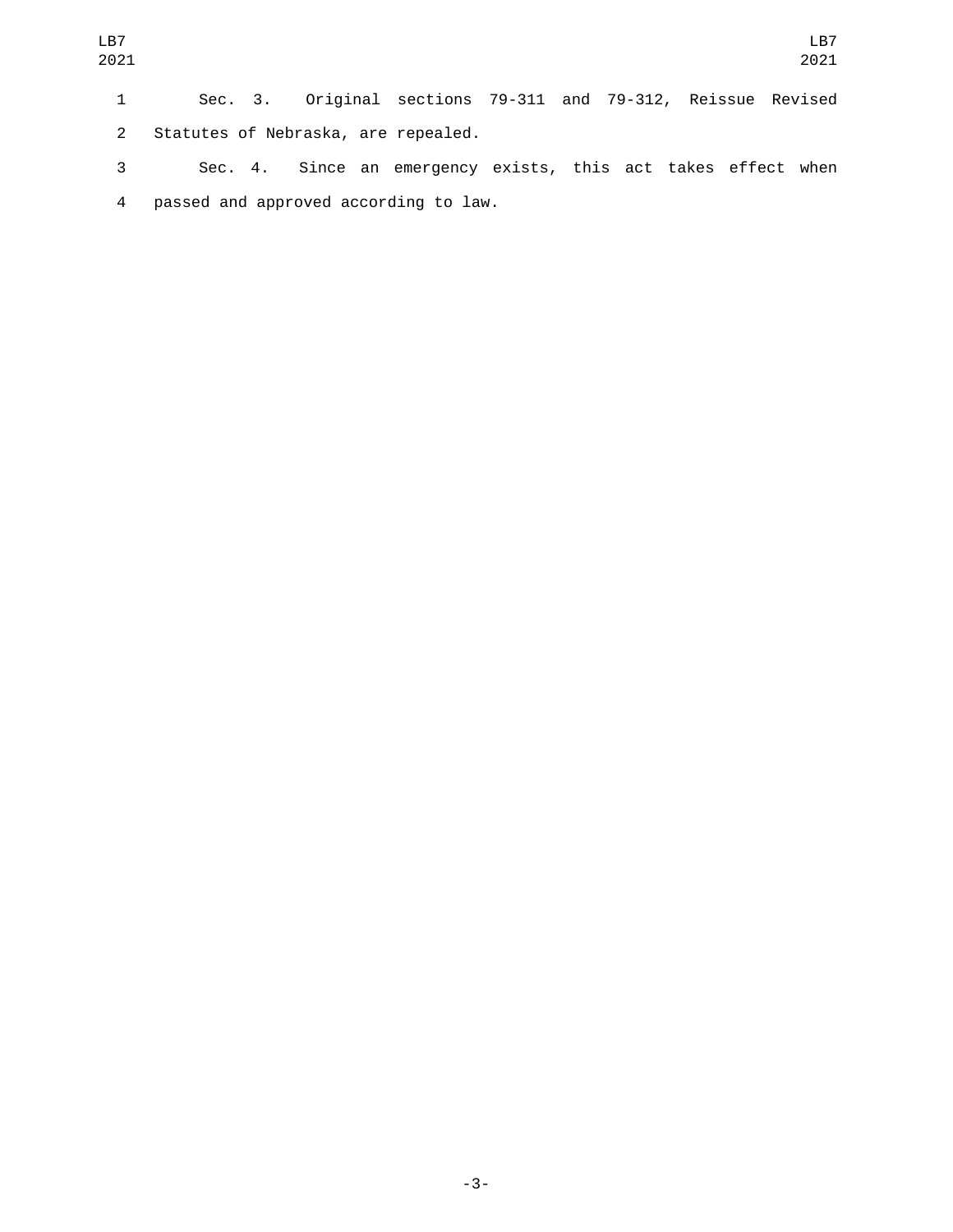Sec. 3. Original sections 79-311 and 79-312, Reissue Revised Statutes of Nebraska, are repealed.

Sec. 4. Since an emergency exists, this act takes effect when passed and approved according to law.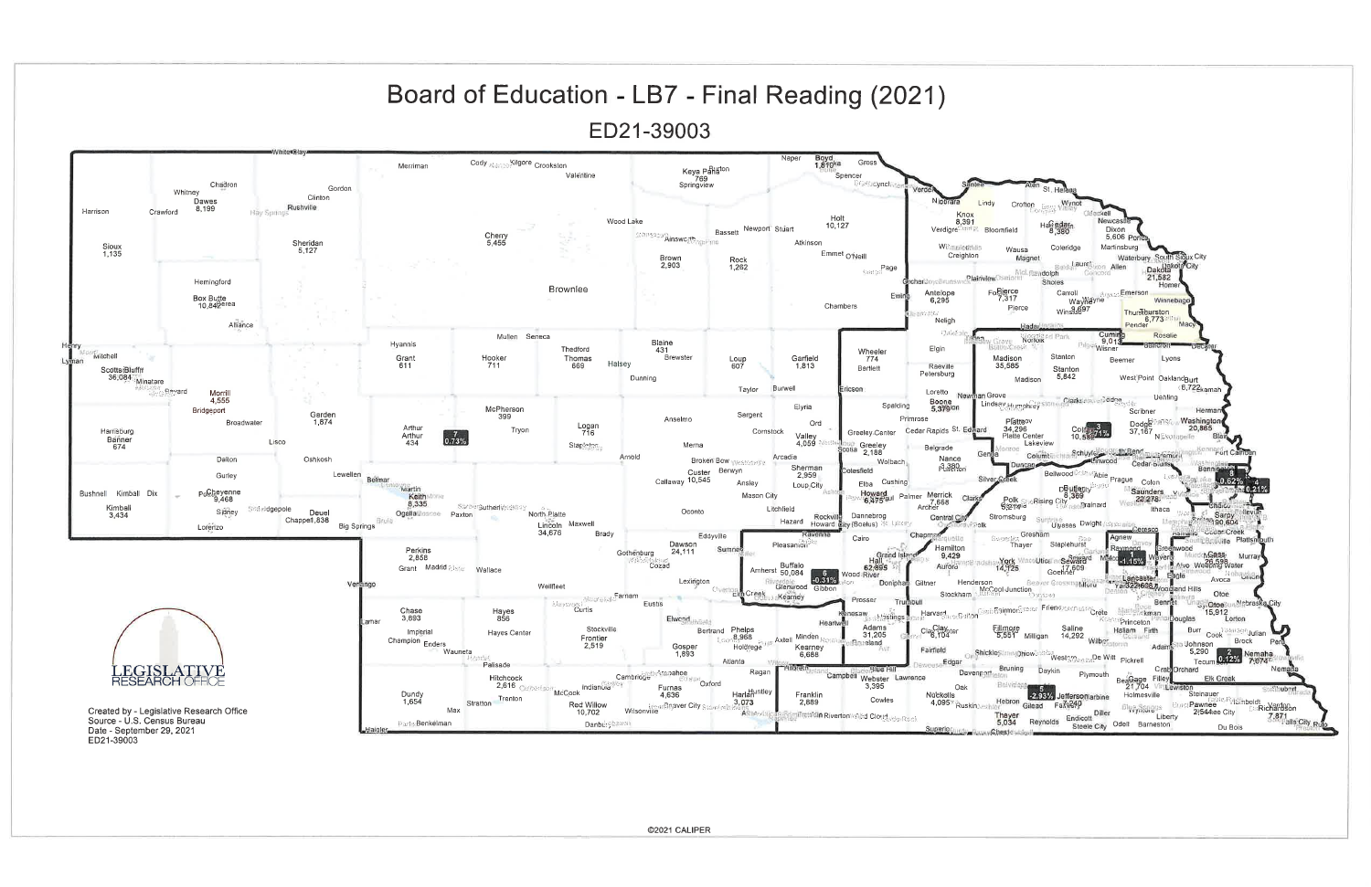# Board of Education - LB7 - Final Reading (2021)

## ED21-39003

| District | Deviation |
| --- | --- |
| 1 | -1.16% |
| 2 | 0.12% |
| 3 | 0.71% |
| 4 | 0.21% |
| 5 | -2.93% |
| 6 | -0.31% |
| 7 | 0.73% |
| 8 | 0.62% |

LEGISLATIVE RESEARCH OFFICE

Created by - Legislative Research Office
Source - U.S. Census Bureau
Date - September 29, 2021
ED21-39003

©2021 CALIPER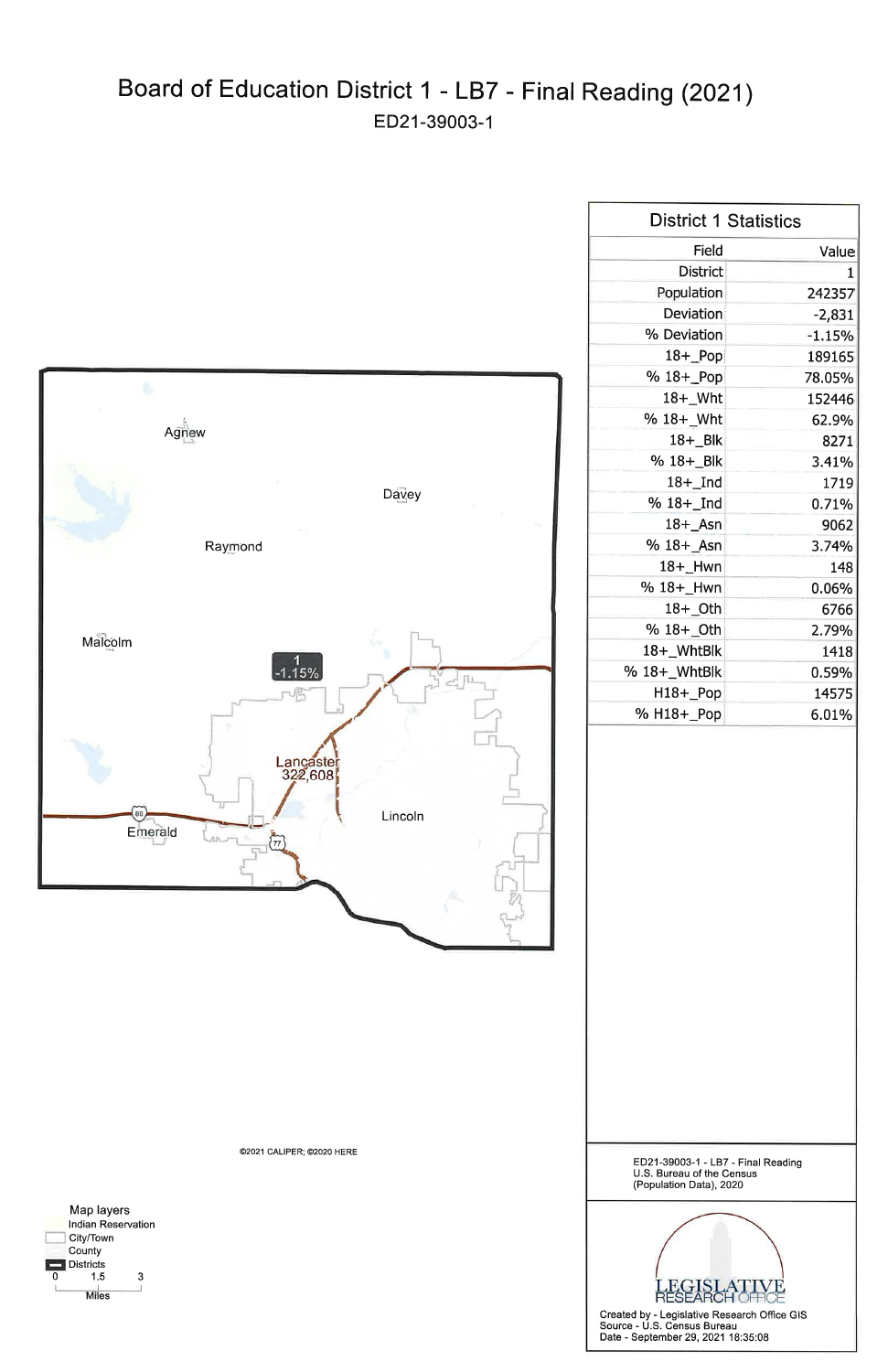# Board of Education District 1 - LB7 - Final Reading (2021)

ED21-39003-1

Agnew

Davey

Raymond

Malcolm

1
-1.15%

Lancaster
322,608

Lincoln

Emerald

©2021 CALIPER; ©2020 HERE

Map layers
Indian Reservation
City/Town
County
Districts

0 1.5 3
Miles

## District 1 Statistics

| Field | Value |
|---|---|
| District | 1 |
| Population | 242357 |
| Deviation | -2,831 |
| % Deviation | -1.15% |
| 18+_Pop | 189165 |
| % 18+_Pop | 78.05% |
| 18+_Wht | 152446 |
| % 18+_Wht | 62.9% |
| 18+_Blk | 8271 |
| % 18+_Blk | 3.41% |
| 18+_Ind | 1719 |
| % 18+_Ind | 0.71% |
| 18+_Asn | 9062 |
| % 18+_Asn | 3.74% |
| 18+_Hwn | 148 |
| % 18+_Hwn | 0.06% |
| 18+_Oth | 6766 |
| % 18+_Oth | 2.79% |
| 18+_WhtBlk | 1418 |
| % 18+_WhtBlk | 0.59% |
| H18+_Pop | 14575 |
| % H18+_Pop | 6.01% |

ED21-39003-1 - LB7 - Final Reading
U.S. Bureau of the Census
(Population Data), 2020

LEGISLATIVE RESEARCH OFFICE

Created by - Legislative Research Office GIS
Source - U.S. Census Bureau
Date - September 29, 2021 18:35:08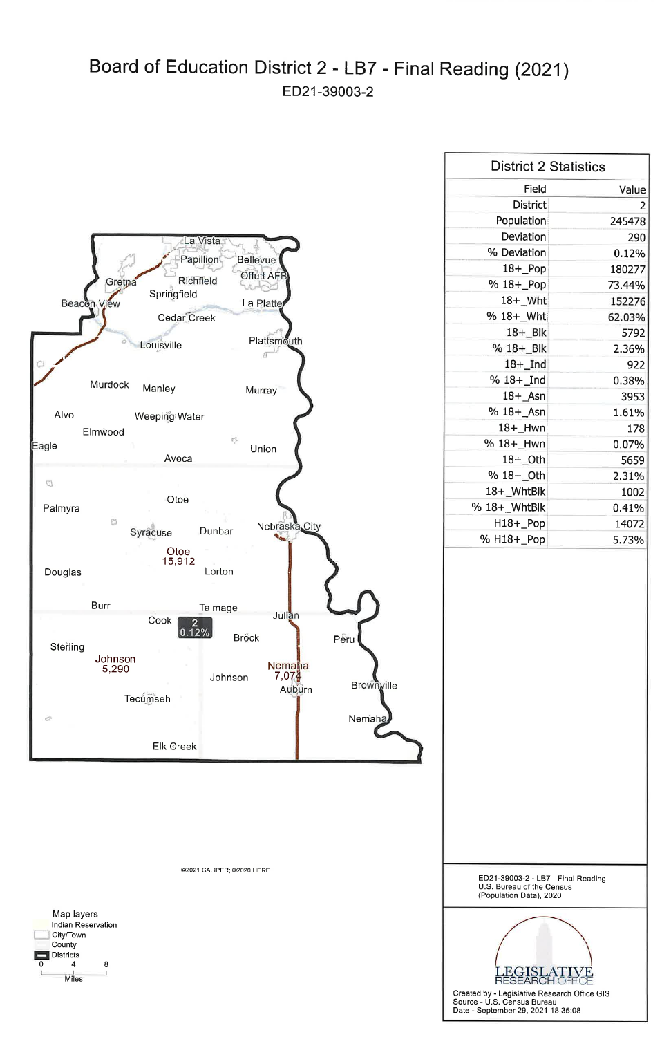# Board of Education District 2 - LB7 - Final Reading (2021)

ED21-39003-2

La Vista
Papillion
Bellevue
Gretna
Richfield
Offutt AFB
Springfield
Beacon View
La Platte
Cedar Creek
Louisville
Plattsmouth
Murdock
Manley
Murray
Alvo
Weeping Water
Elmwood
Eagle
Union
Avoca
Otoe
Palmyra
Syracuse
Dunbar
Nebraska City
Otoe
15,912
Douglas
Lorton
Burr
Talmage
Cook
2
0.12%
Julian
Sterling
Brock
Peru
Johnson
5,290
Nemaha
7,074
Johnson
Auburn
Brownville
Tecumseh
Nemaha
Elk Creek

©2021 CALIPER; ©2020 HERE

Map layers
Indian Reservation
City/Town
County
Districts

0 4 8
Miles

## District 2 Statistics

| Field | Value |
|---|---|
| District | 2 |
| Population | 245478 |
| Deviation | 290 |
| % Deviation | 0.12% |
| 18+_Pop | 180277 |
| % 18+_Pop | 73.44% |
| 18+_Wht | 152276 |
| % 18+_Wht | 62.03% |
| 18+_Blk | 5792 |
| % 18+_Blk | 2.36% |
| 18+_Ind | 922 |
| % 18+_Ind | 0.38% |
| 18+_Asn | 3953 |
| % 18+_Asn | 1.61% |
| 18+_Hwn | 178 |
| % 18+_Hwn | 0.07% |
| 18+_Oth | 5659 |
| % 18+_Oth | 2.31% |
| 18+_WhtBlk | 1002 |
| % 18+_WhtBlk | 0.41% |
| H18+_Pop | 14072 |
| % H18+_Pop | 5.73% |

ED21-39003-2 - LB7 - Final Reading
U.S. Bureau of the Census
(Population Data), 2020

LEGISLATIVE RESEARCH OFFICE

Created by - Legislative Research Office GIS
Source - U.S. Census Bureau
Date - September 29, 2021 18:35:08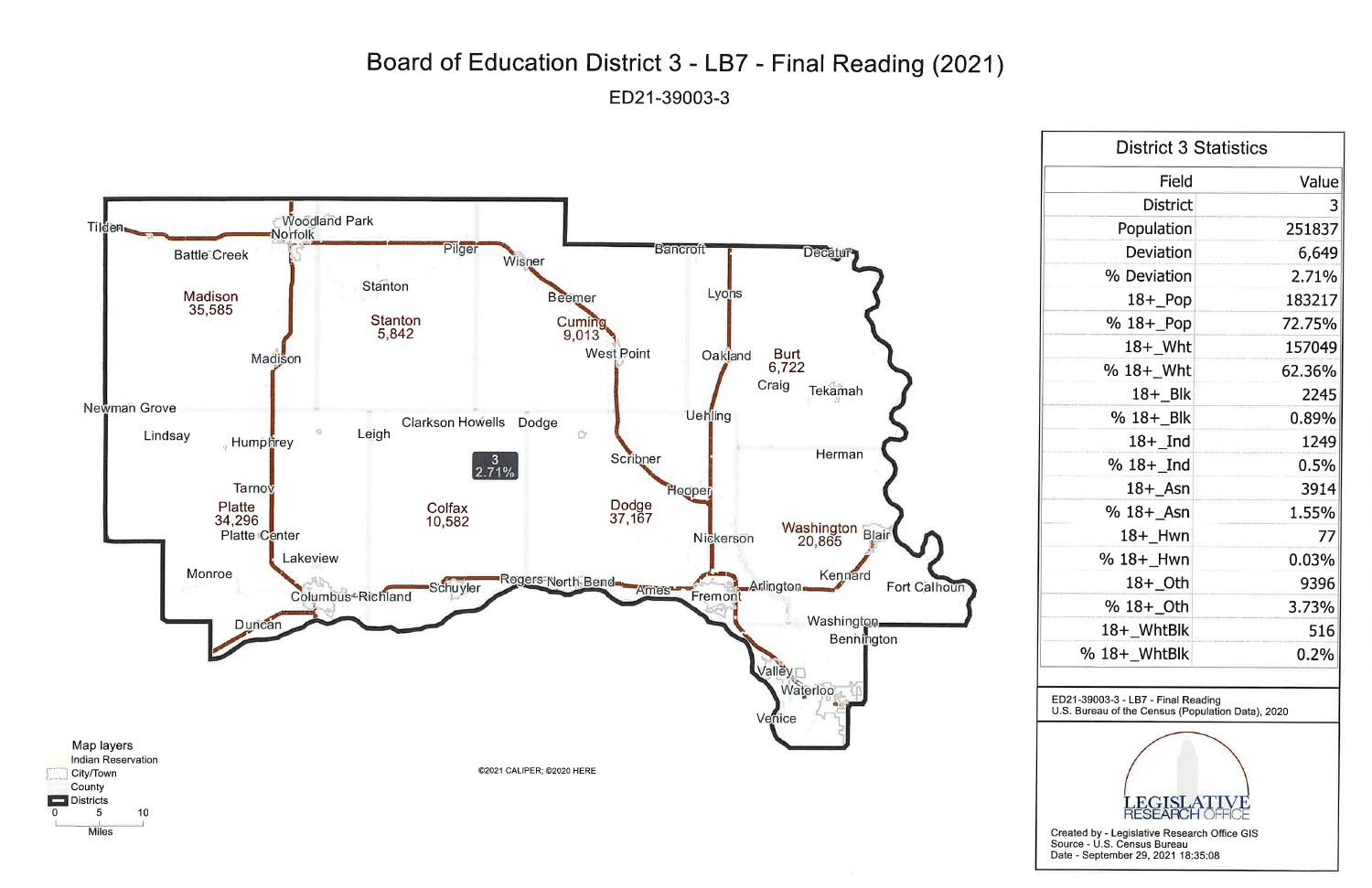# Board of Education District 3 - LB7 - Final Reading (2021)

ED21-39003-3

Tilden, Woodland Park, Norfolk, Battle Creek, Pilger, Wisner, Bancroft, Decatur, Madison 35,585, Stanton, Beemer, Lyons, Stanton 5,842, Cuming 9,013, West Point, Oakland, Burt 6,722, Madison, Craig, Tekamah, Newman Grove, Clarkson, Howells, Dodge, Uehling, Lindsay, Humphrey, Leigh, 3 2.71%, Scribner, Herman, Tarnov, Hooper, Platte 34,296, Colfax 10,582, Dodge 37,167, Washington 20,865, Blair, Platte Center, Nickerson, Lakeview, Monroe, Kennard, Rogers, North Bend, Schuyler, Ames, Arlington, Fort Calhoun, Columbus, Richland, Fremont, Duncan, Washington, Bennington, Valley, Waterloo, Venice

Map layers: Indian Reservation, City/Town, County, Districts

0 5 10 Miles

©2021 CALIPER; ©2020 HERE

## District 3 Statistics

| Field | Value |
|---|---|
| District | 3 |
| Population | 251837 |
| Deviation | 6,649 |
| % Deviation | 2.71% |
| 18+_Pop | 183217 |
| % 18+_Pop | 72.75% |
| 18+_Wht | 157049 |
| % 18+_Wht | 62.36% |
| 18+_Blk | 2245 |
| % 18+_Blk | 0.89% |
| 18+_Ind | 1249 |
| % 18+_Ind | 0.5% |
| 18+_Asn | 3914 |
| % 18+_Asn | 1.55% |
| 18+_Hwn | 77 |
| % 18+_Hwn | 0.03% |
| 18+_Oth | 9396 |
| % 18+_Oth | 3.73% |
| 18+_WhtBlk | 516 |
| % 18+_WhtBlk | 0.2% |

ED21-39003-3 - LB7 - Final Reading
U.S. Bureau of the Census (Population Data), 2020

LEGISLATIVE RESEARCH OFFICE

Created by - Legislative Research Office GIS
Source - U.S. Census Bureau
Date - September 29, 2021 18:35:08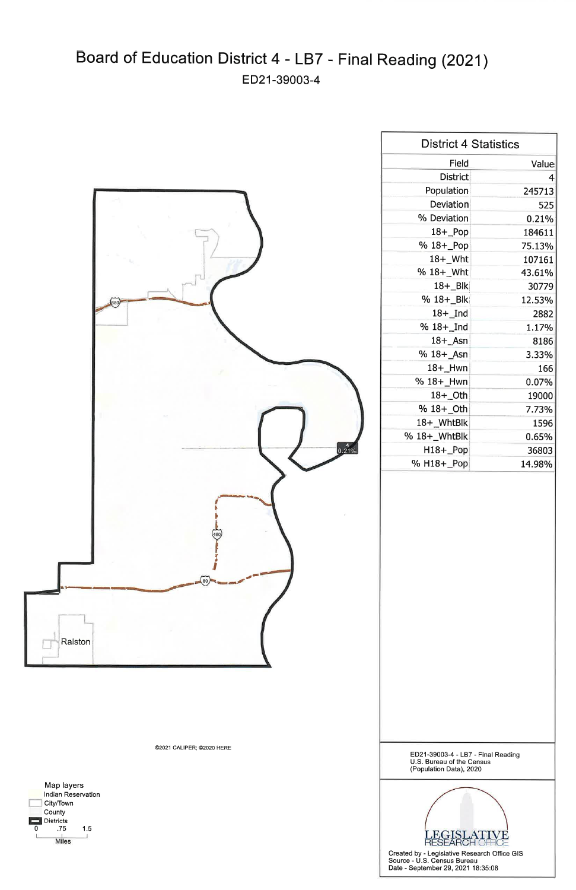# Board of Education District 4 - LB7 - Final Reading (2021)

ED21-39003-4

| District 4 Statistics | |
|---|---|
| Field | Value |
| District | 4 |
| Population | 245713 |
| Deviation | 525 |
| % Deviation | 0.21% |
| 18+_Pop | 184611 |
| % 18+_Pop | 75.13% |
| 18+_Wht | 107161 |
| % 18+_Wht | 43.61% |
| 18+_Blk | 30779 |
| % 18+_Blk | 12.53% |
| 18+_Ind | 2882 |
| % 18+_Ind | 1.17% |
| 18+_Asn | 8186 |
| % 18+_Asn | 3.33% |
| 18+_Hwn | 166 |
| % 18+_Hwn | 0.07% |
| 18+_Oth | 19000 |
| % 18+_Oth | 7.73% |
| 18+_WhtBlk | 1596 |
| % 18+_WhtBlk | 0.65% |
| H18+_Pop | 36803 |
| % H18+_Pop | 14.98% |

Ralston

680

480

80

4
0.21%

©2021 CALIPER; ©2020 HERE

Map layers
- Indian Reservation
- City/Town
- County
- Districts

0 .75 1.5
Miles

ED21-39003-4 - LB7 - Final Reading
U.S. Bureau of the Census
(Population Data), 2020

LEGISLATIVE RESEARCH OFFICE

Created by - Legislative Research Office GIS
Source - U.S. Census Bureau
Date - September 29, 2021 18:35:08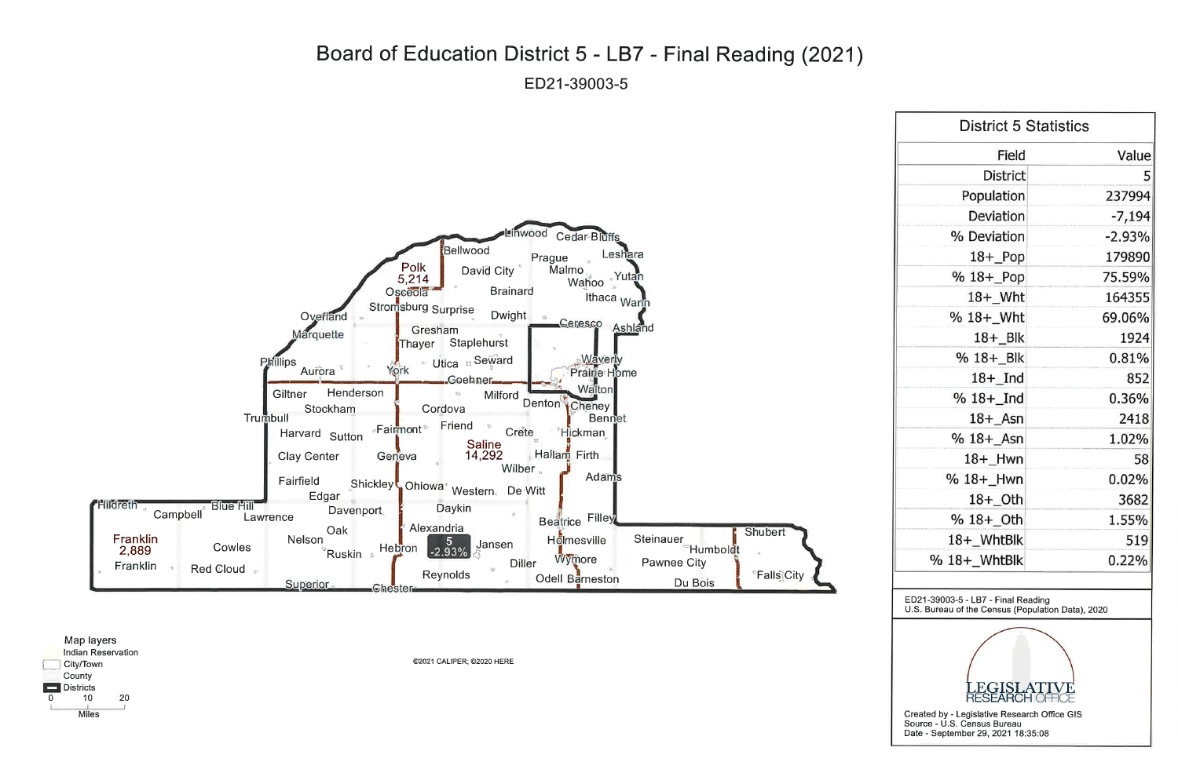# Board of Education District 5 - LB7 - Final Reading (2021)

ED21-39003-5

| Field | Value |
|---|---|
| District | 5 |
| Population | 237994 |
| Deviation | -7,194 |
| % Deviation | -2.93% |
| 18+_Pop | 179890 |
| % 18+_Pop | 75.59% |
| 18+_Wht | 164355 |
| % 18+_Wht | 69.06% |
| 18+_Blk | 1924 |
| % 18+_Blk | 0.81% |
| 18+_Ind | 852 |
| % 18+_Ind | 0.36% |
| 18+_Asn | 2418 |
| % 18+_Asn | 1.02% |
| 18+_Hwn | 58 |
| % 18+_Hwn | 0.02% |
| 18+_Oth | 3682 |
| % 18+_Oth | 1.55% |
| 18+_WhtBlk | 519 |
| % 18+_WhtBlk | 0.22% |

District 5 Statistics

ED21-39003-5 - LB7 - Final Reading
U.S. Bureau of the Census (Population Data), 2020

LEGISLATIVE RESEARCH OFFICE

Created by - Legislative Research Office GIS
Source - U.S. Census Bureau
Date - September 29, 2021 18:35:08

Map layers: Indian Reservation, City/Town, County, Districts

0 10 20 Miles

©2021 CALIPER; ©2020 HERE

Polk 5,214 · Saline 14,292 · Franklin 2,889 · 5 -2.93%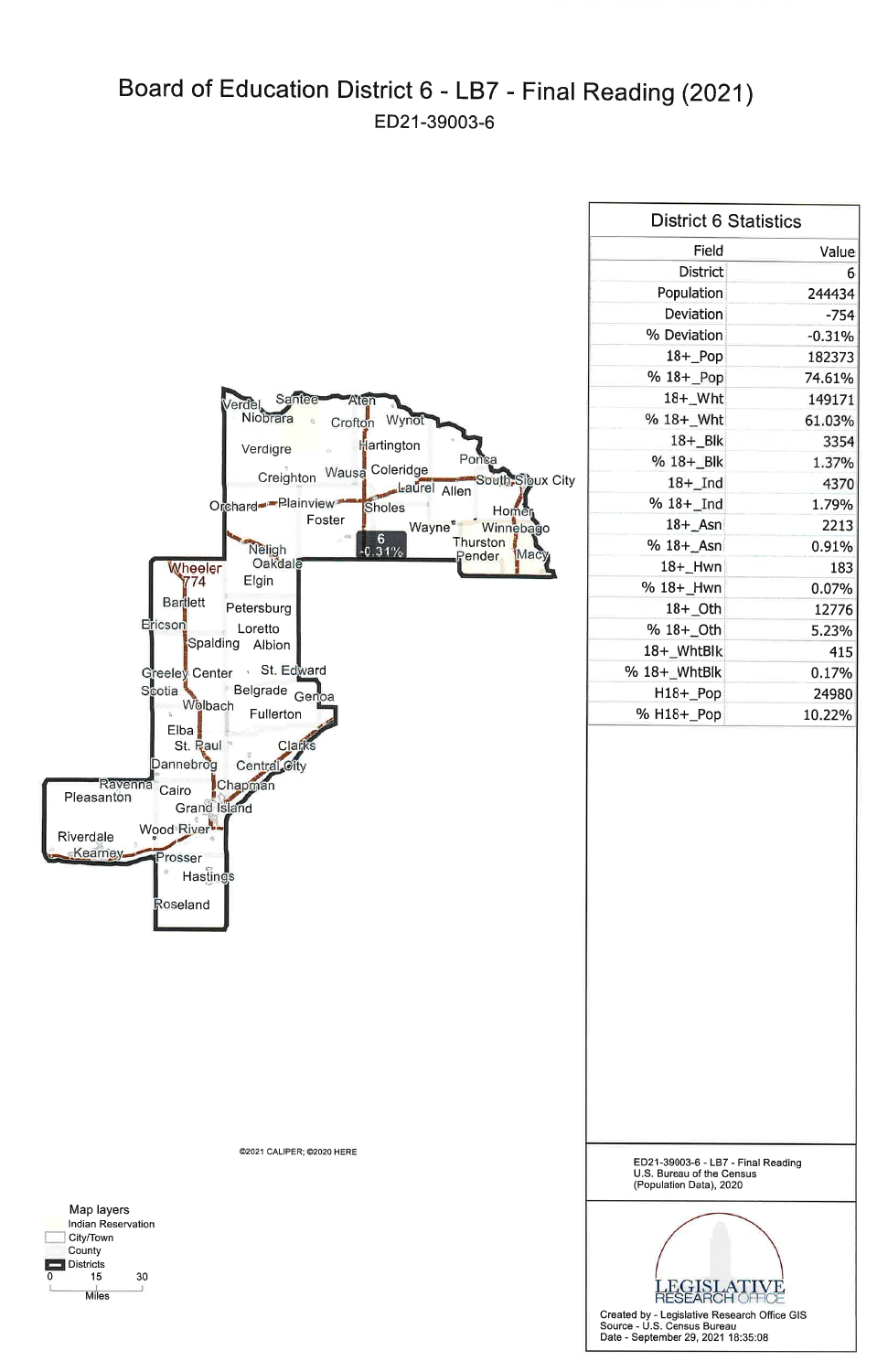# Board of Education District 6 - LB7 - Final Reading (2021)

ED21-39003-6

Verdel Santee Aten Niobrara Crofton Wynot Verdigre Hartington Ponca Creighton Wausa Coleridge South Sioux City Laurel Allen Orchard Plainview Sholes Homer Foster Wayne Winnebago 6 -0.31% Thurston Pender Macy Neligh Oakdale Wheeler 774 Elgin Bartlett Petersburg Ericson Loretto Spalding Albion Greeley Center St. Edward Scotia Belgrade Genoa Wolbach Fullerton Elba St. Paul Clarks Dannebrog Central City Ravenna Cairo Chapman Pleasanton Grand Island Wood River Riverdale Kearney Prosser Hastings Roseland

©2021 CALIPER; ©2020 HERE

Map layers
- Indian Reservation
- City/Town
- County
- Districts

0 15 30
Miles

## District 6 Statistics

| Field | Value |
| --- | --- |
| District | 6 |
| Population | 244434 |
| Deviation | -754 |
| % Deviation | -0.31% |
| 18+_Pop | 182373 |
| % 18+_Pop | 74.61% |
| 18+_Wht | 149171 |
| % 18+_Wht | 61.03% |
| 18+_Blk | 3354 |
| % 18+_Blk | 1.37% |
| 18+_Ind | 4370 |
| % 18+_Ind | 1.79% |
| 18+_Asn | 2213 |
| % 18+_Asn | 0.91% |
| 18+_Hwn | 183 |
| % 18+_Hwn | 0.07% |
| 18+_Oth | 12776 |
| % 18+_Oth | 5.23% |
| 18+_WhtBlk | 415 |
| % 18+_WhtBlk | 0.17% |
| H18+_Pop | 24980 |
| % H18+_Pop | 10.22% |

ED21-39003-6 - LB7 - Final Reading
U.S. Bureau of the Census
(Population Data), 2020

LEGISLATIVE RESEARCH OFFICE

Created by - Legislative Research Office GIS
Source - U.S. Census Bureau
Date - September 29, 2021 18:35:08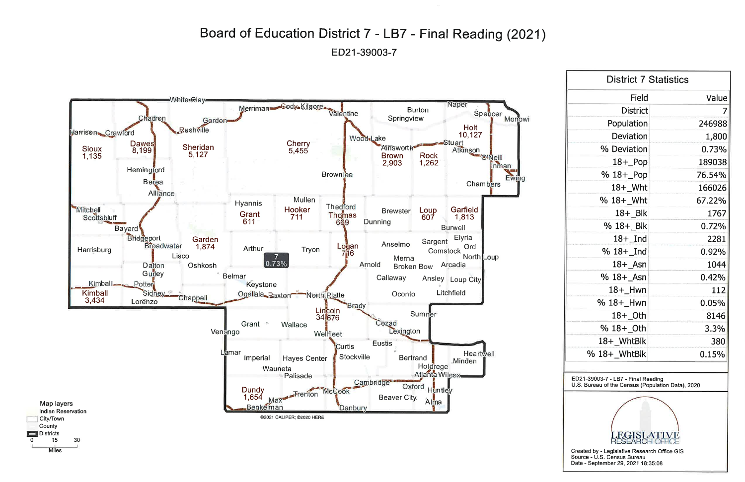# Board of Education District 7 - LB7 - Final Reading (2021)

ED21-39003-7

## District 7 Statistics

| Field | Value |
|---|---|
| District | 7 |
| Population | 246988 |
| Deviation | 1,800 |
| % Deviation | 0.73% |
| 18+_Pop | 189038 |
| % 18+_Pop | 76.54% |
| 18+_Wht | 166026 |
| % 18+_Wht | 67.22% |
| 18+_Blk | 1767 |
| % 18+_Blk | 0.72% |
| 18+_Ind | 2281 |
| % 18+_Ind | 0.92% |
| 18+_Asn | 1044 |
| % 18+_Asn | 0.42% |
| 18+_Hwn | 112 |
| % 18+_Hwn | 0.05% |
| 18+_Oth | 8146 |
| % 18+_Oth | 3.3% |
| 18+_WhtBlk | 380 |
| % 18+_WhtBlk | 0.15% |

ED21-39003-7 - LB7 - Final Reading
U.S. Bureau of the Census (Population Data), 2020

LEGISLATIVE RESEARCH OFFICE

Created by - Legislative Research Office GIS
Source - U.S. Census Bureau
Date - September 29, 2021 18:35:08

Map layers: Indian Reservation, City/Town, County, Districts

0 15 30 Miles

©2021 CALIPER; ©2020 HERE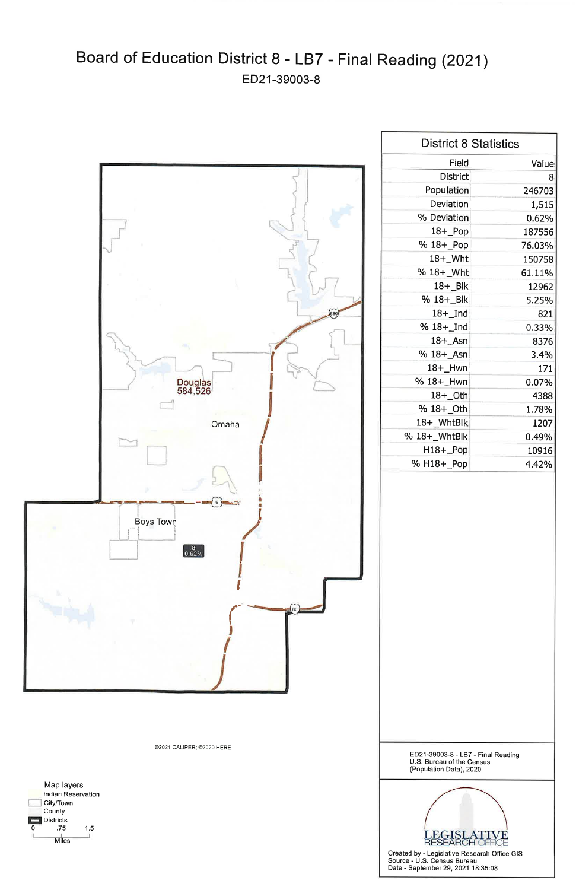# Board of Education District 8 - LB7 - Final Reading (2021)

ED21-39003-8

Douglas
584,526

Omaha

Boys Town

8
0.62%

©2021 CALIPER; ©2020 HERE

Map layers
Indian Reservation
City/Town
County
Districts

0 .75 1.5
Miles

## District 8 Statistics

| Field | Value |
| --- | --- |
| District | 8 |
| Population | 246703 |
| Deviation | 1,515 |
| % Deviation | 0.62% |
| 18+_Pop | 187556 |
| % 18+_Pop | 76.03% |
| 18+_Wht | 150758 |
| % 18+_Wht | 61.11% |
| 18+_Blk | 12962 |
| % 18+_Blk | 5.25% |
| 18+_Ind | 821 |
| % 18+_Ind | 0.33% |
| 18+_Asn | 8376 |
| % 18+_Asn | 3.4% |
| 18+_Hwn | 171 |
| % 18+_Hwn | 0.07% |
| 18+_Oth | 4388 |
| % 18+_Oth | 1.78% |
| 18+_WhtBlk | 1207 |
| % 18+_WhtBlk | 0.49% |
| H18+_Pop | 10916 |
| % H18+_Pop | 4.42% |

ED21-39003-8 - LB7 - Final Reading
U.S. Bureau of the Census
(Population Data), 2020

LEGISLATIVE
RESEARCH OFFICE

Created by - Legislative Research Office GIS
Source - U.S. Census Bureau
Date - September 29, 2021 18:35:08